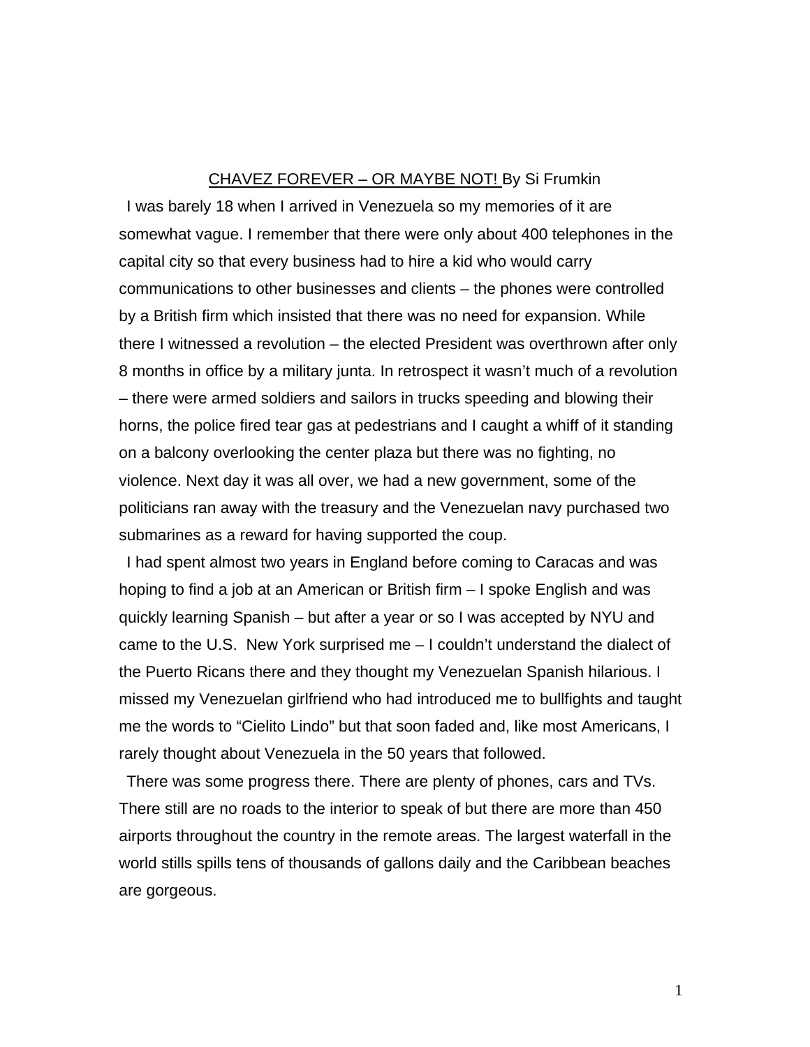<u>CHAVEZ FOREVER – OR MAYBE NOT!</u> By Si Frumkin

I was barely 18 when I arrived in Venezuela so my memories of it are somewhat vague. I remember that there were only about 400 telephones in the capital city so that every business had to hire a kid who would carry communications to other businesses and clients – the phones were controlled by a British firm which insisted that there was no need for expansion. While there I witnessed a revolution – the elected President was overthrown after only 8 months in office by a military junta. In retrospect it wasn't much of a revolution – there were armed soldiers and sailors in trucks speeding and blowing their horns, the police fired tear gas at pedestrians and I caught a whiff of it standing on a balcony overlooking the center plaza but there was no fighting, no violence. Next day it was all over, we had a new government, some of the politicians ran away with the treasury and the Venezuelan navy purchased two submarines as a reward for having supported the coup.

I had spent almost two years in England before coming to Caracas and was hoping to find a job at an American or British firm – I spoke English and was quickly learning Spanish – but after a year or so I was accepted by NYU and came to the U.S. New York surprised me – I couldn't understand the dialect of the Puerto Ricans there and they thought my Venezuelan Spanish hilarious. I missed my Venezuelan girlfriend who had introduced me to bullfights and taught me the words to "Cielito Lindo" but that soon faded and, like most Americans, I rarely thought about Venezuela in the 50 years that followed.

There was some progress there. There are plenty of phones, cars and TVs. There still are no roads to the interior to speak of but there are more than 450 airports throughout the country in the remote areas. The largest waterfall in the world stills spills tens of thousands of gallons daily and the Caribbean beaches are gorgeous.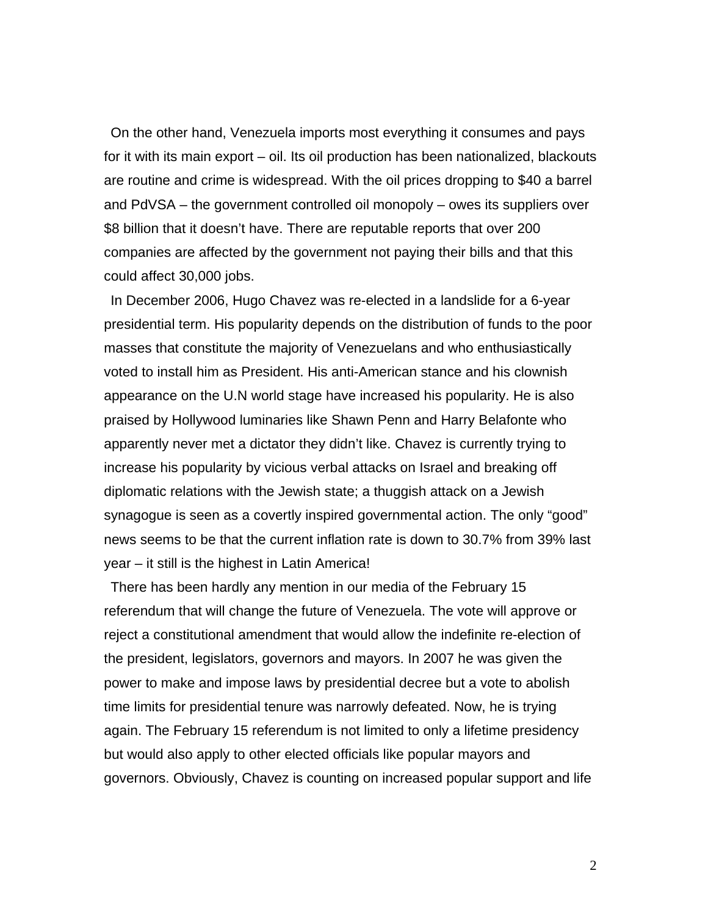On the other hand, Venezuela imports most everything it consumes and pays for it with its main export – oil. Its oil production has been nationalized, blackouts are routine and crime is widespread. With the oil prices dropping to $40 a barrel and PdVSA – the government controlled oil monopoly – owes its suppliers over $8 billion that it doesn't have. There are reputable reports that over 200 companies are affected by the government not paying their bills and that this could affect 30,000 jobs.

In December 2006, Hugo Chavez was re-elected in a landslide for a 6-year presidential term. His popularity depends on the distribution of funds to the poor masses that constitute the majority of Venezuelans and who enthusiastically voted to install him as President. His anti-American stance and his clownish appearance on the U.N world stage have increased his popularity. He is also praised by Hollywood luminaries like Shawn Penn and Harry Belafonte who apparently never met a dictator they didn't like. Chavez is currently trying to increase his popularity by vicious verbal attacks on Israel and breaking off diplomatic relations with the Jewish state; a thuggish attack on a Jewish synagogue is seen as a covertly inspired governmental action. The only "good" news seems to be that the current inflation rate is down to 30.7% from 39% last year – it still is the highest in Latin America!

There has been hardly any mention in our media of the February 15 referendum that will change the future of Venezuela. The vote will approve or reject a constitutional amendment that would allow the indefinite re-election of the president, legislators, governors and mayors. In 2007 he was given the power to make and impose laws by presidential decree but a vote to abolish time limits for presidential tenure was narrowly defeated. Now, he is trying again. The February 15 referendum is not limited to only a lifetime presidency but would also apply to other elected officials like popular mayors and governors. Obviously, Chavez is counting on increased popular support and life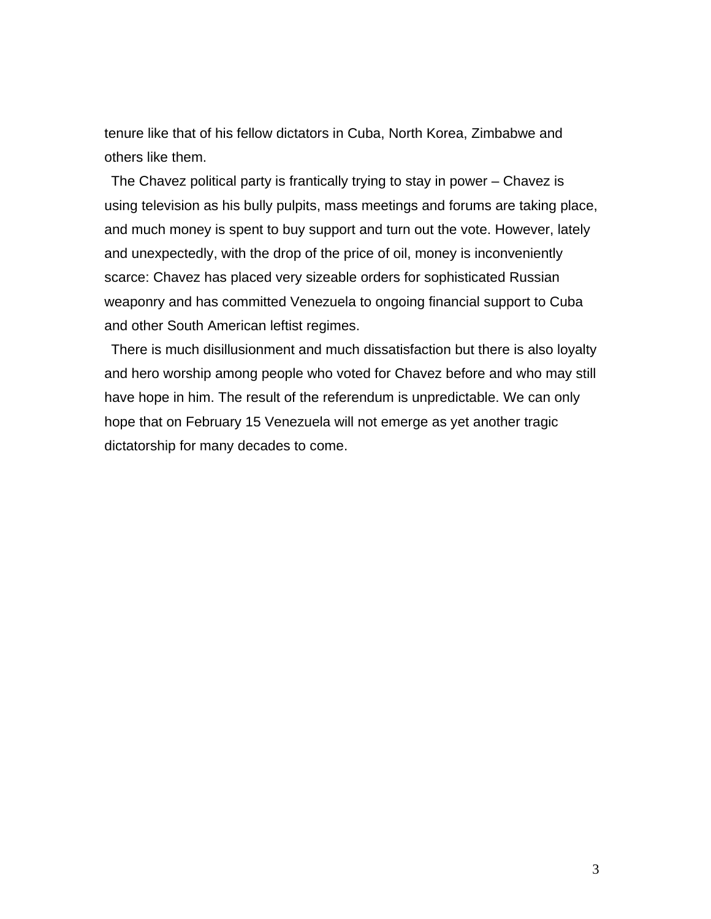tenure like that of his fellow dictators in Cuba, North Korea, Zimbabwe and others like them.

The Chavez political party is frantically trying to stay in power – Chavez is using television as his bully pulpits, mass meetings and forums are taking place, and much money is spent to buy support and turn out the vote. However, lately and unexpectedly, with the drop of the price of oil, money is inconveniently scarce: Chavez has placed very sizeable orders for sophisticated Russian weaponry and has committed Venezuela to ongoing financial support to Cuba and other South American leftist regimes.

There is much disillusionment and much dissatisfaction but there is also loyalty and hero worship among people who voted for Chavez before and who may still have hope in him. The result of the referendum is unpredictable. We can only hope that on February 15 Venezuela will not emerge as yet another tragic dictatorship for many decades to come.